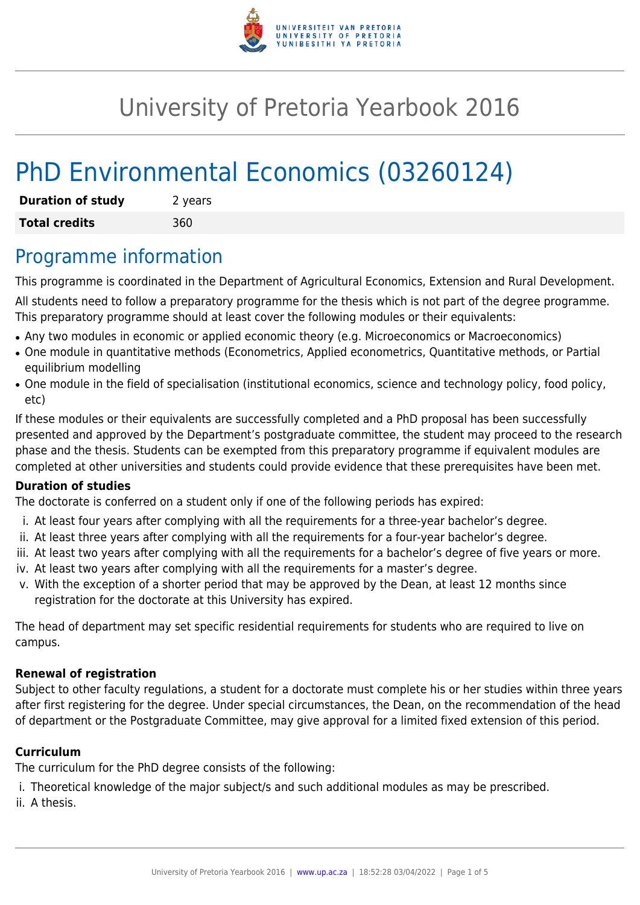# University of Pretoria Yearbook 2016

# PhD Environmental Economics (03260124)

| **Duration of study** | 2 years |
|---|---|
| **Total credits** | 360 |

## Programme information

This programme is coordinated in the Department of Agricultural Economics, Extension and Rural Development.

All students need to follow a preparatory programme for the thesis which is not part of the degree programme. This preparatory programme should at least cover the following modules or their equivalents:

- Any two modules in economic or applied economic theory (e.g. Microeconomics or Macroeconomics)
- One module in quantitative methods (Econometrics, Applied econometrics, Quantitative methods, or Partial equilibrium modelling
- One module in the field of specialisation (institutional economics, science and technology policy, food policy, etc)

If these modules or their equivalents are successfully completed and a PhD proposal has been successfully presented and approved by the Department's postgraduate committee, the student may proceed to the research phase and the thesis. Students can be exempted from this preparatory programme if equivalent modules are completed at other universities and students could provide evidence that these prerequisites have been met.

### Duration of studies

The doctorate is conferred on a student only if one of the following periods has expired:

i. At least four years after complying with all the requirements for a three-year bachelor's degree.
ii. At least three years after complying with all the requirements for a four-year bachelor's degree.
iii. At least two years after complying with all the requirements for a bachelor's degree of five years or more.
iv. At least two years after complying with all the requirements for a master's degree.
v. With the exception of a shorter period that may be approved by the Dean, at least 12 months since registration for the doctorate at this University has expired.

The head of department may set specific residential requirements for students who are required to live on campus.

### Renewal of registration

Subject to other faculty regulations, a student for a doctorate must complete his or her studies within three years after first registering for the degree. Under special circumstances, the Dean, on the recommendation of the head of department or the Postgraduate Committee, may give approval for a limited fixed extension of this period.

### Curriculum

The curriculum for the PhD degree consists of the following:

i. Theoretical knowledge of the major subject/s and such additional modules as may be prescribed.
ii. A thesis.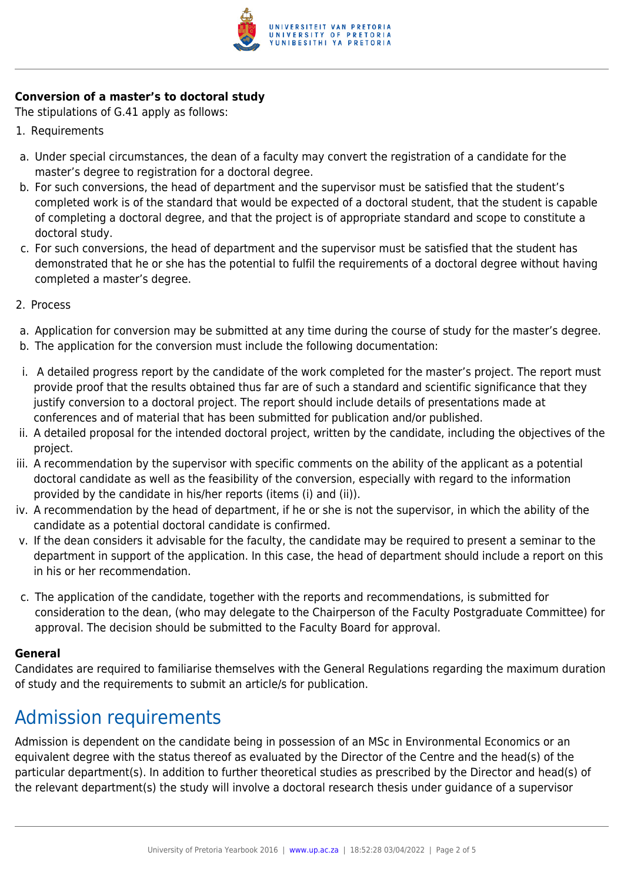**Conversion of a master's to doctoral study**

The stipulations of G.41 apply as follows:

1. Requirements

a. Under special circumstances, the dean of a faculty may convert the registration of a candidate for the master's degree to registration for a doctoral degree.

b. For such conversions, the head of department and the supervisor must be satisfied that the student's completed work is of the standard that would be expected of a doctoral student, that the student is capable of completing a doctoral degree, and that the project is of appropriate standard and scope to constitute a doctoral study.

c. For such conversions, the head of department and the supervisor must be satisfied that the student has demonstrated that he or she has the potential to fulfil the requirements of a doctoral degree without having completed a master's degree.

2. Process

a. Application for conversion may be submitted at any time during the course of study for the master's degree.

b. The application for the conversion must include the following documentation:

i. A detailed progress report by the candidate of the work completed for the master's project. The report must provide proof that the results obtained thus far are of such a standard and scientific significance that they justify conversion to a doctoral project. The report should include details of presentations made at conferences and of material that has been submitted for publication and/or published.

ii. A detailed proposal for the intended doctoral project, written by the candidate, including the objectives of the project.

iii. A recommendation by the supervisor with specific comments on the ability of the applicant as a potential doctoral candidate as well as the feasibility of the conversion, especially with regard to the information provided by the candidate in his/her reports (items (i) and (ii)).

iv. A recommendation by the head of department, if he or she is not the supervisor, in which the ability of the candidate as a potential doctoral candidate is confirmed.

v. If the dean considers it advisable for the faculty, the candidate may be required to present a seminar to the department in support of the application. In this case, the head of department should include a report on this in his or her recommendation.

c. The application of the candidate, together with the reports and recommendations, is submitted for consideration to the dean, (who may delegate to the Chairperson of the Faculty Postgraduate Committee) for approval. The decision should be submitted to the Faculty Board for approval.

**General**

Candidates are required to familiarise themselves with the General Regulations regarding the maximum duration of study and the requirements to submit an article/s for publication.

# Admission requirements

Admission is dependent on the candidate being in possession of an MSc in Environmental Economics or an equivalent degree with the status thereof as evaluated by the Director of the Centre and the head(s) of the particular department(s). In addition to further theoretical studies as prescribed by the Director and head(s) of the relevant department(s) the study will involve a doctoral research thesis under guidance of a supervisor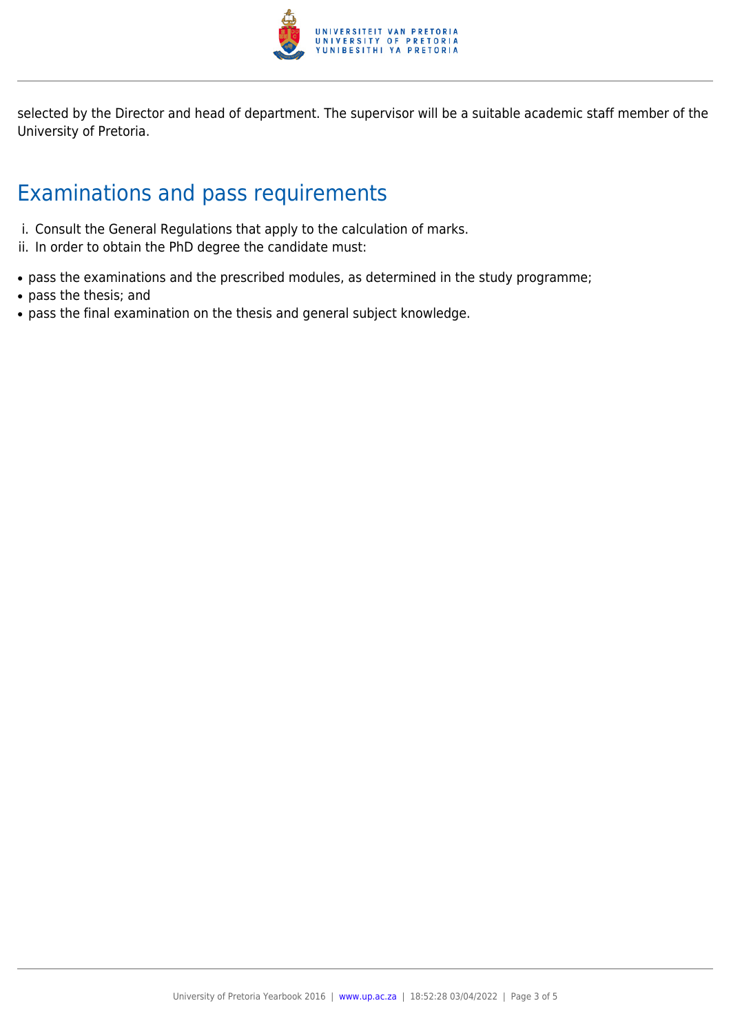selected by the Director and head of department. The supervisor will be a suitable academic staff member of the University of Pretoria.

## Examinations and pass requirements

i. Consult the General Regulations that apply to the calculation of marks.
ii. In order to obtain the PhD degree the candidate must:

- pass the examinations and the prescribed modules, as determined in the study programme;
- pass the thesis; and
- pass the final examination on the thesis and general subject knowledge.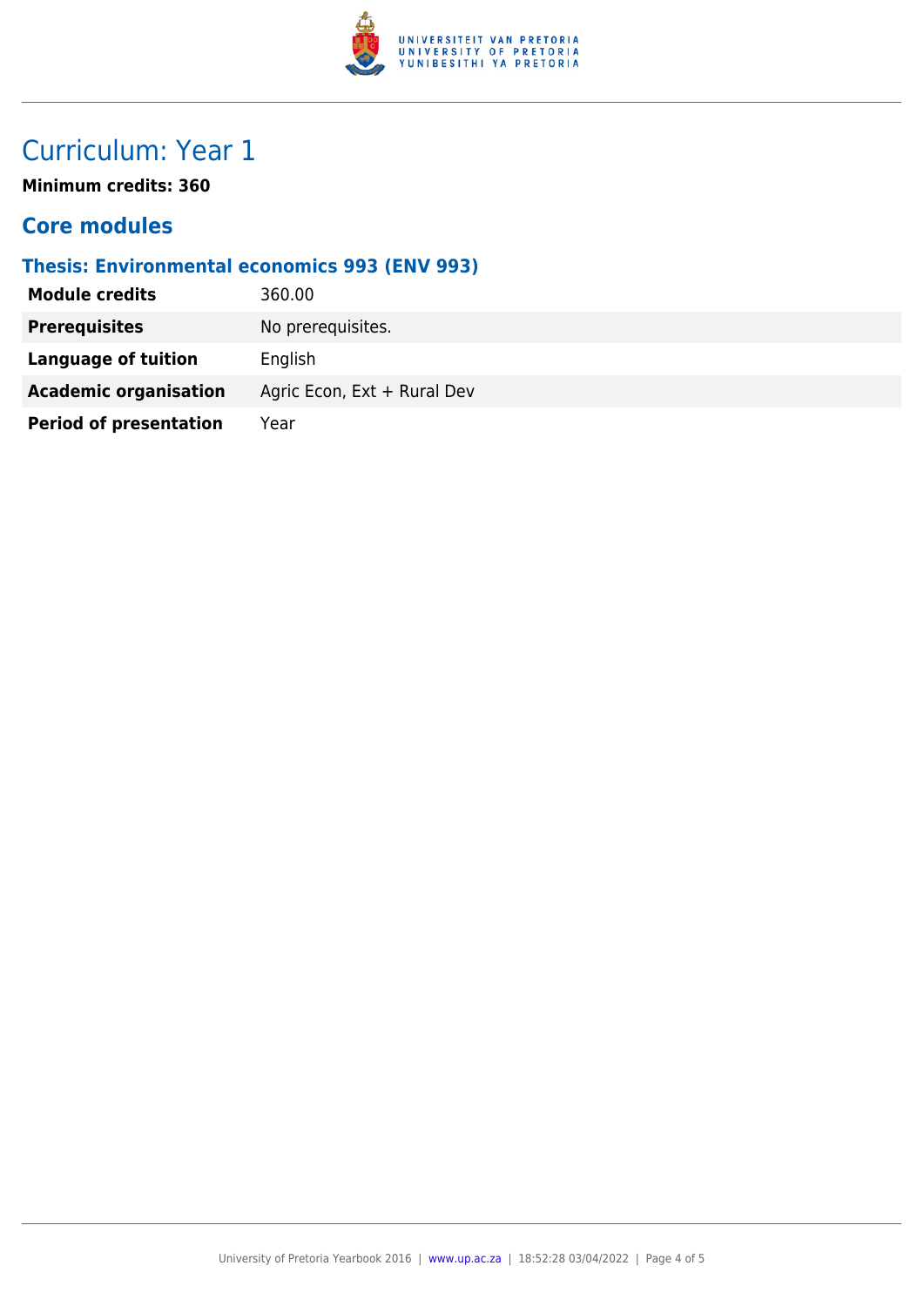# Curriculum: Year 1

**Minimum credits: 360**

## Core modules

### Thesis: Environmental economics 993 (ENV 993)

| | |
|---|---|
| **Module credits** | 360.00 |
| **Prerequisites** | No prerequisites. |
| **Language of tuition** | English |
| **Academic organisation** | Agric Econ, Ext + Rural Dev |
| **Period of presentation** | Year |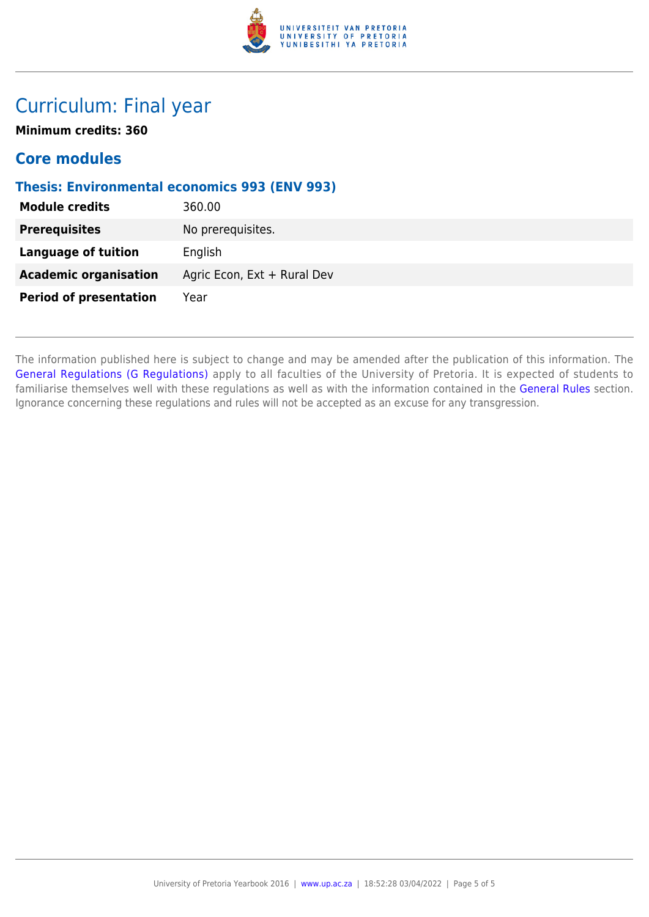# Curriculum: Final year

**Minimum credits: 360**

## Core modules

### Thesis: Environmental economics 993 (ENV 993)

| | |
|---|---|
| **Module credits** | 360.00 |
| **Prerequisites** | No prerequisites. |
| **Language of tuition** | English |
| **Academic organisation** | Agric Econ, Ext + Rural Dev |
| **Period of presentation** | Year |

The information published here is subject to change and may be amended after the publication of this information. The General Regulations (G Regulations) apply to all faculties of the University of Pretoria. It is expected of students to familiarise themselves well with these regulations as well as with the information contained in the General Rules section. Ignorance concerning these regulations and rules will not be accepted as an excuse for any transgression.